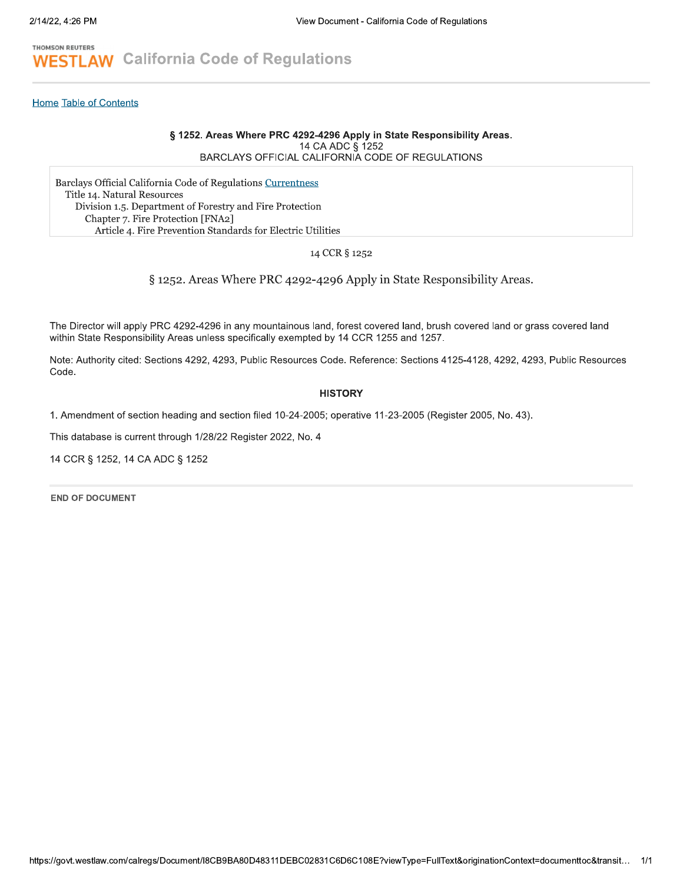THOMSON REUTERS
**WESTLAW** California Code of Regulations

Home Table of Contents

**§ 1252. Areas Where PRC 4292-4296 Apply in State Responsibility Areas.**
14 CA ADC § 1252
BARCLAYS OFFICIAL CALIFORNIA CODE OF REGULATIONS

Barclays Official California Code of Regulations Currentness
Title 14. Natural Resources
Division 1.5. Department of Forestry and Fire Protection
Chapter 7. Fire Protection [FNA2]
Article 4. Fire Prevention Standards for Electric Utilities

14 CCR § 1252

## § 1252. Areas Where PRC 4292-4296 Apply in State Responsibility Areas.

The Director will apply PRC 4292-4296 in any mountainous land, forest covered land, brush covered land or grass covered land within State Responsibility Areas unless specifically exempted by 14 CCR 1255 and 1257.

Note: Authority cited: Sections 4292, 4293, Public Resources Code. Reference: Sections 4125-4128, 4292, 4293, Public Resources Code.

**HISTORY**

1. Amendment of section heading and section filed 10-24-2005; operative 11-23-2005 (Register 2005, No. 43).

This database is current through 1/28/22 Register 2022, No. 4

14 CCR § 1252, 14 CA ADC § 1252

END OF DOCUMENT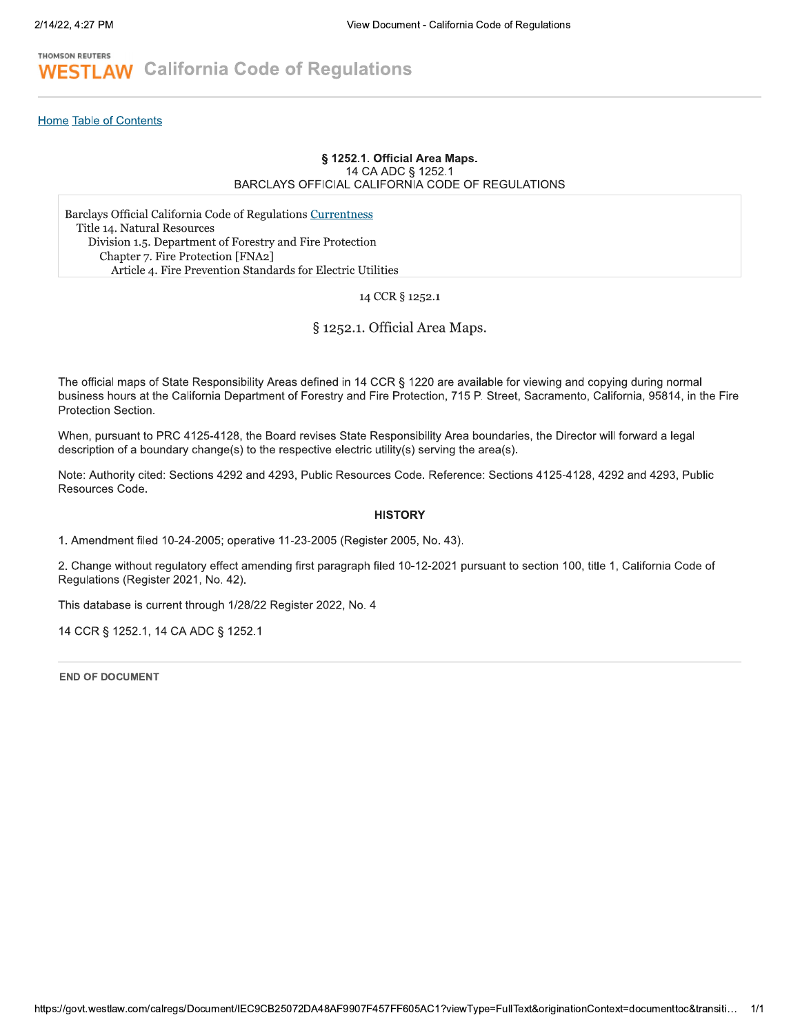THOMSON REUTERS

**WESTLAW** California Code of Regulations

Home Table of Contents

**§ 1252.1. Official Area Maps.**
14 CA ADC § 1252.1
BARCLAYS OFFICIAL CALIFORNIA CODE OF REGULATIONS

Barclays Official California Code of Regulations Currentness
Title 14. Natural Resources
Division 1.5. Department of Forestry and Fire Protection
Chapter 7. Fire Protection [FNA2]
Article 4. Fire Prevention Standards for Electric Utilities

14 CCR § 1252.1

# § 1252.1. Official Area Maps.

The official maps of State Responsibility Areas defined in 14 CCR § 1220 are available for viewing and copying during normal business hours at the California Department of Forestry and Fire Protection, 715 P. Street, Sacramento, California, 95814, in the Fire Protection Section.

When, pursuant to PRC 4125-4128, the Board revises State Responsibility Area boundaries, the Director will forward a legal description of a boundary change(s) to the respective electric utility(s) serving the area(s).

Note: Authority cited: Sections 4292 and 4293, Public Resources Code. Reference: Sections 4125-4128, 4292 and 4293, Public Resources Code.

**HISTORY**

1. Amendment filed 10-24-2005; operative 11-23-2005 (Register 2005, No. 43).

2. Change without regulatory effect amending first paragraph filed 10-12-2021 pursuant to section 100, title 1, California Code of Regulations (Register 2021, No. 42).

This database is current through 1/28/22 Register 2022, No. 4

14 CCR § 1252.1, 14 CA ADC § 1252.1

**END OF DOCUMENT**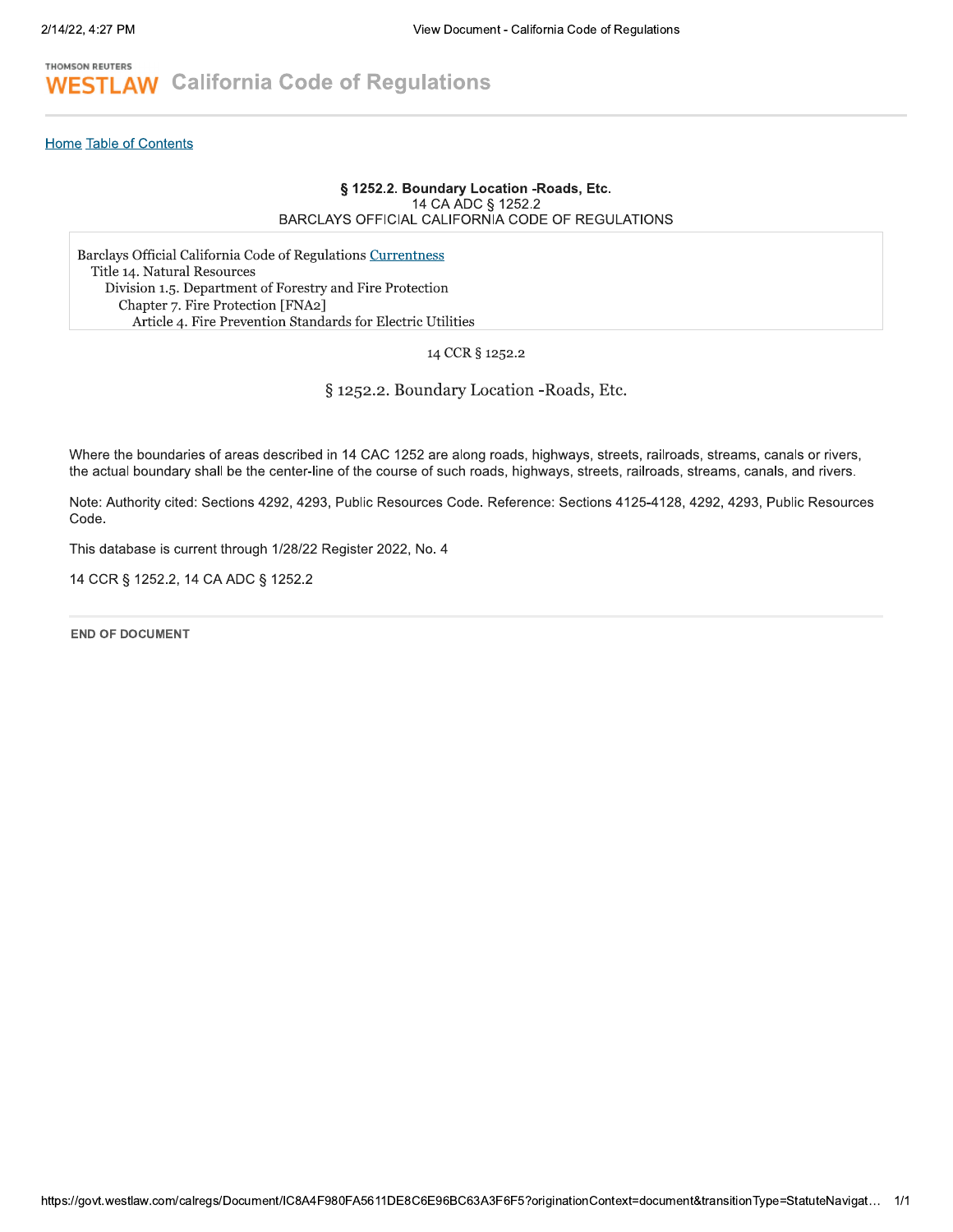THOMSON REUTERS

**WESTLAW** California Code of Regulations

Home Table of Contents

**§ 1252.2. Boundary Location -Roads, Etc.**
14 CA ADC § 1252.2
BARCLAYS OFFICIAL CALIFORNIA CODE OF REGULATIONS

Barclays Official California Code of Regulations Currentness
Title 14. Natural Resources
Division 1.5. Department of Forestry and Fire Protection
Chapter 7. Fire Protection [FNA2]
Article 4. Fire Prevention Standards for Electric Utilities

14 CCR § 1252.2

## § 1252.2. Boundary Location -Roads, Etc.

Where the boundaries of areas described in 14 CAC 1252 are along roads, highways, streets, railroads, streams, canals or rivers, the actual boundary shall be the center-line of the course of such roads, highways, streets, railroads, streams, canals, and rivers.

Note: Authority cited: Sections 4292, 4293, Public Resources Code. Reference: Sections 4125-4128, 4292, 4293, Public Resources Code.

This database is current through 1/28/22 Register 2022, No. 4

14 CCR § 1252.2, 14 CA ADC § 1252.2

**END OF DOCUMENT**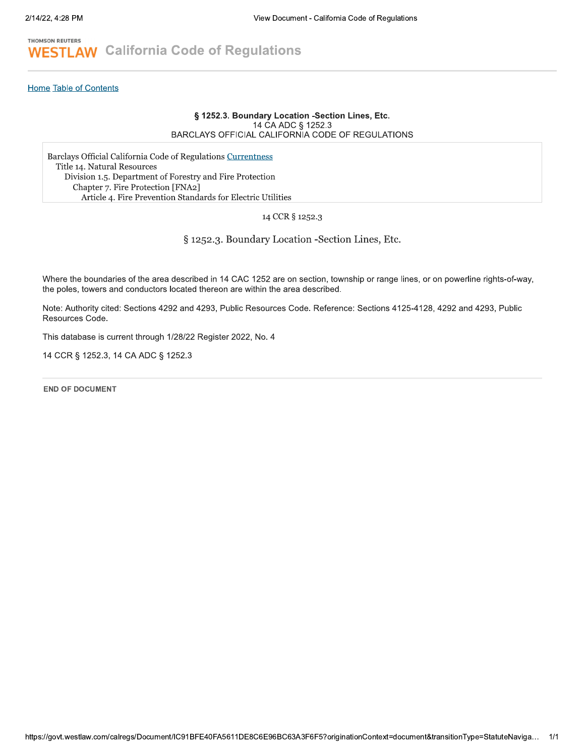THOMSON REUTERS
**WESTLAW** California Code of Regulations

Home Table of Contents

**§ 1252.3. Boundary Location -Section Lines, Etc.**
14 CA ADC § 1252.3
BARCLAYS OFFICIAL CALIFORNIA CODE OF REGULATIONS

Barclays Official California Code of Regulations Currentness
Title 14. Natural Resources
Division 1.5. Department of Forestry and Fire Protection
Chapter 7. Fire Protection [FNA2]
Article 4. Fire Prevention Standards for Electric Utilities

14 CCR § 1252.3

## § 1252.3. Boundary Location -Section Lines, Etc.

Where the boundaries of the area described in 14 CAC 1252 are on section, township or range lines, or on powerline rights-of-way, the poles, towers and conductors located thereon are within the area described.

Note: Authority cited: Sections 4292 and 4293, Public Resources Code. Reference: Sections 4125-4128, 4292 and 4293, Public Resources Code.

This database is current through 1/28/22 Register 2022, No. 4

14 CCR § 1252.3, 14 CA ADC § 1252.3

**END OF DOCUMENT**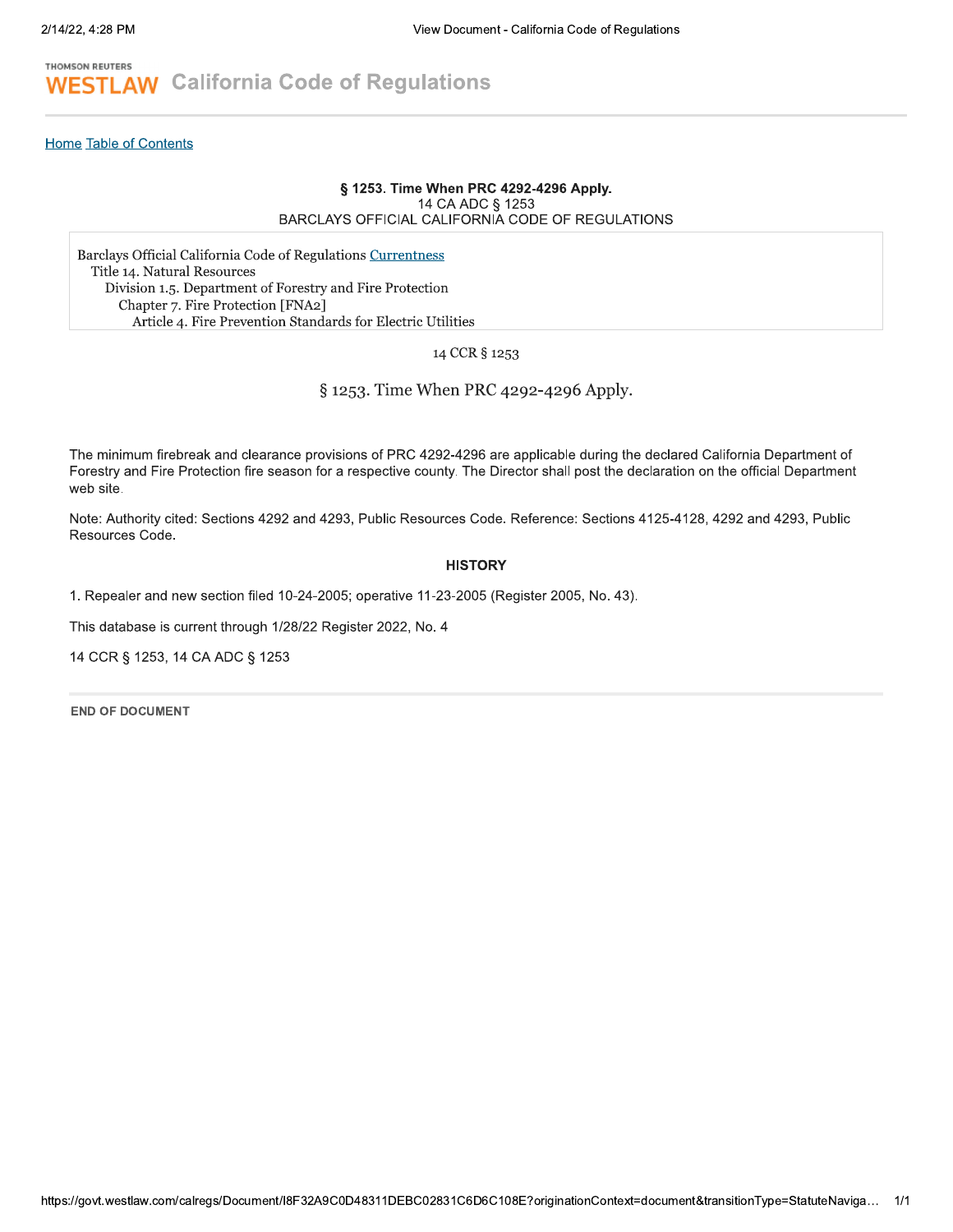THOMSON REUTERS
**WESTLAW** California Code of Regulations

Home Table of Contents

**§ 1253. Time When PRC 4292-4296 Apply.**
14 CA ADC § 1253
BARCLAYS OFFICIAL CALIFORNIA CODE OF REGULATIONS

Barclays Official California Code of Regulations Currentness
Title 14. Natural Resources
Division 1.5. Department of Forestry and Fire Protection
Chapter 7. Fire Protection [FNA2]
Article 4. Fire Prevention Standards for Electric Utilities

14 CCR § 1253

# § 1253. Time When PRC 4292-4296 Apply.

The minimum firebreak and clearance provisions of PRC 4292-4296 are applicable during the declared California Department of Forestry and Fire Protection fire season for a respective county. The Director shall post the declaration on the official Department web site.

Note: Authority cited: Sections 4292 and 4293, Public Resources Code. Reference: Sections 4125-4128, 4292 and 4293, Public Resources Code.

**HISTORY**

1. Repealer and new section filed 10-24-2005; operative 11-23-2005 (Register 2005, No. 43).

This database is current through 1/28/22 Register 2022, No. 4

14 CCR § 1253, 14 CA ADC § 1253

**END OF DOCUMENT**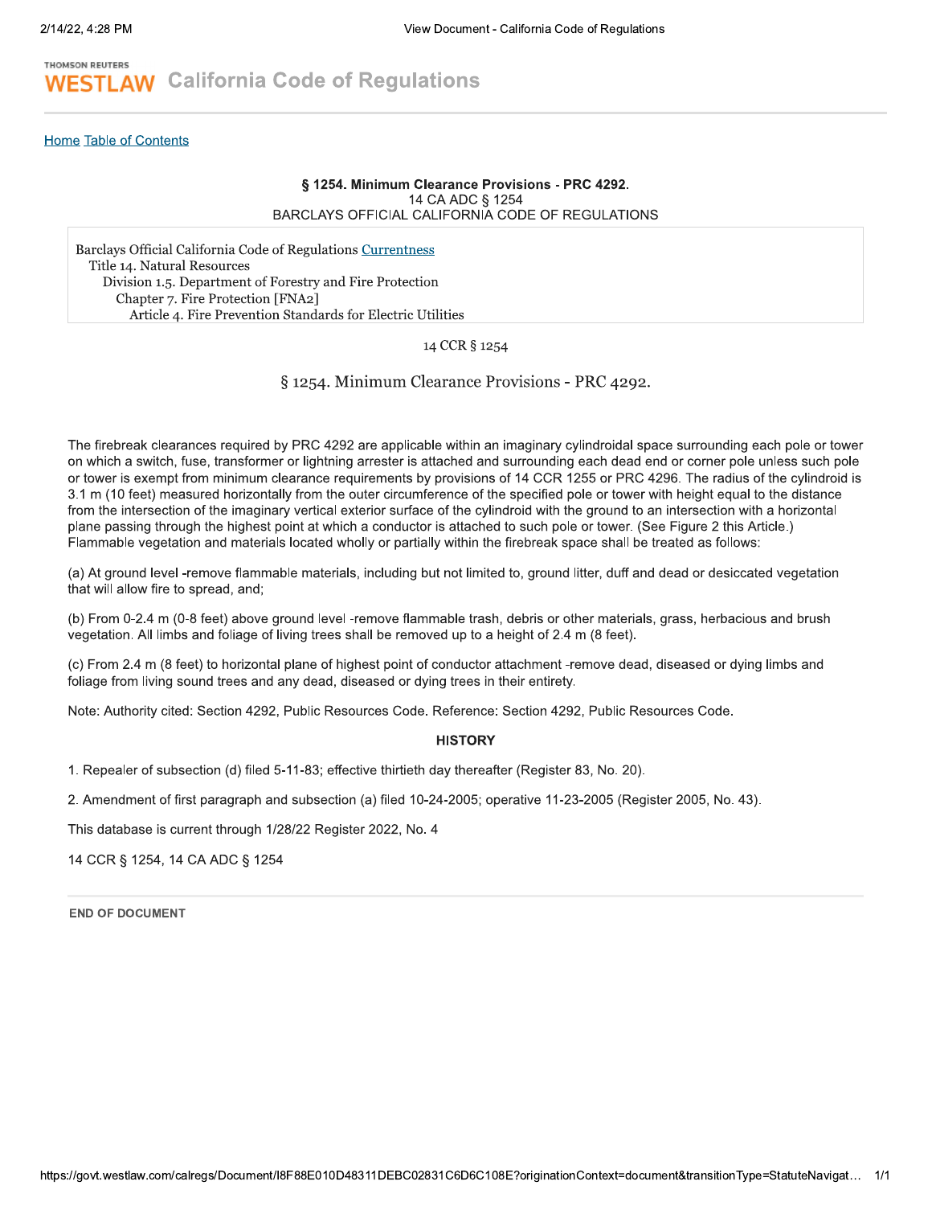THOMSON REUTERS

**WESTLAW** California Code of Regulations

Home Table of Contents

### § 1254. Minimum Clearance Provisions - PRC 4292.

14 CA ADC § 1254

BARCLAYS OFFICIAL CALIFORNIA CODE OF REGULATIONS

Barclays Official California Code of Regulations Currentness
Title 14. Natural Resources
Division 1.5. Department of Forestry and Fire Protection
Chapter 7. Fire Protection [FNA2]
Article 4. Fire Prevention Standards for Electric Utilities

14 CCR § 1254

## § 1254. Minimum Clearance Provisions - PRC 4292.

The firebreak clearances required by PRC 4292 are applicable within an imaginary cylindroidal space surrounding each pole or tower on which a switch, fuse, transformer or lightning arrester is attached and surrounding each dead end or corner pole unless such pole or tower is exempt from minimum clearance requirements by provisions of 14 CCR 1255 or PRC 4296. The radius of the cylindroid is 3.1 m (10 feet) measured horizontally from the outer circumference of the specified pole or tower with height equal to the distance from the intersection of the imaginary vertical exterior surface of the cylindroid with the ground to an intersection with a horizontal plane passing through the highest point at which a conductor is attached to such pole or tower. (See Figure 2 this Article.) Flammable vegetation and materials located wholly or partially within the firebreak space shall be treated as follows:

(a) At ground level -remove flammable materials, including but not limited to, ground litter, duff and dead or desiccated vegetation that will allow fire to spread, and;

(b) From 0-2.4 m (0-8 feet) above ground level -remove flammable trash, debris or other materials, grass, herbacious and brush vegetation. All limbs and foliage of living trees shall be removed up to a height of 2.4 m (8 feet).

(c) From 2.4 m (8 feet) to horizontal plane of highest point of conductor attachment -remove dead, diseased or dying limbs and foliage from living sound trees and any dead, diseased or dying trees in their entirety.

Note: Authority cited: Section 4292, Public Resources Code. Reference: Section 4292, Public Resources Code.

**HISTORY**

1. Repealer of subsection (d) filed 5-11-83; effective thirtieth day thereafter (Register 83, No. 20).

2. Amendment of first paragraph and subsection (a) filed 10-24-2005; operative 11-23-2005 (Register 2005, No. 43).

This database is current through 1/28/22 Register 2022, No. 4

14 CCR § 1254, 14 CA ADC § 1254

**END OF DOCUMENT**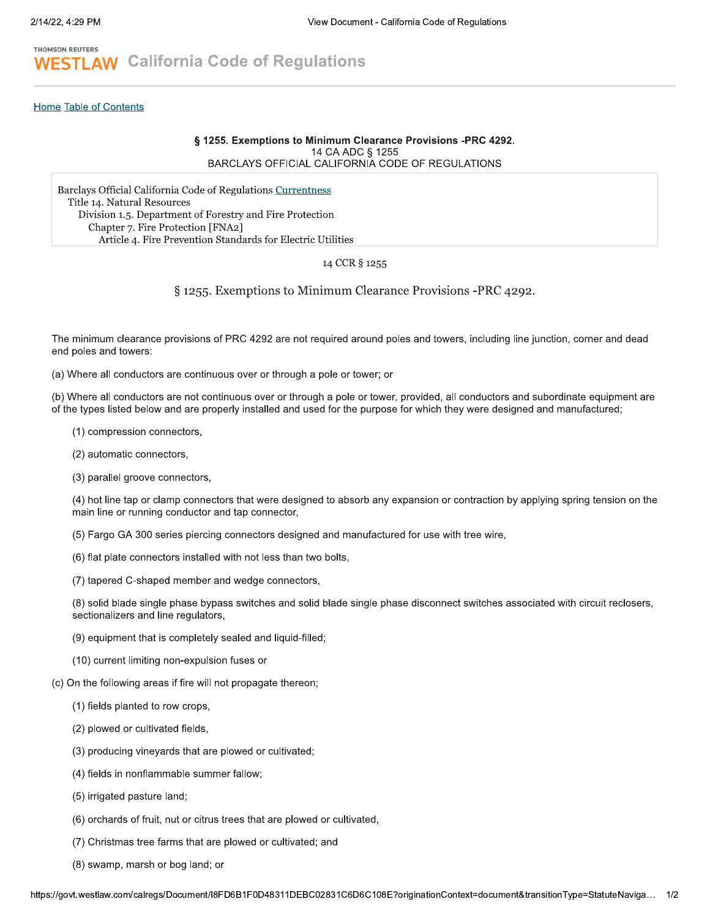THOMSON REUTERS
**WESTLAW** California Code of Regulations

Home Table of Contents

**§ 1255. Exemptions to Minimum Clearance Provisions -PRC 4292.**
14 CA ADC § 1255
BARCLAYS OFFICIAL CALIFORNIA CODE OF REGULATIONS

Barclays Official California Code of Regulations Currentness
Title 14. Natural Resources
Division 1.5. Department of Forestry and Fire Protection
Chapter 7. Fire Protection [FNA2]
Article 4. Fire Prevention Standards for Electric Utilities

14 CCR § 1255

## § 1255. Exemptions to Minimum Clearance Provisions -PRC 4292.

The minimum clearance provisions of PRC 4292 are not required around poles and towers, including line junction, corner and dead end poles and towers:

(a) Where all conductors are continuous over or through a pole or tower; or

(b) Where all conductors are not continuous over or through a pole or tower, provided, all conductors and subordinate equipment are of the types listed below and are properly installed and used for the purpose for which they were designed and manufactured;

(1) compression connectors,

(2) automatic connectors,

(3) parallel groove connectors,

(4) hot line tap or clamp connectors that were designed to absorb any expansion or contraction by applying spring tension on the main line or running conductor and tap connector,

(5) Fargo GA 300 series piercing connectors designed and manufactured for use with tree wire,

(6) flat plate connectors installed with not less than two bolts,

(7) tapered C-shaped member and wedge connectors,

(8) solid blade single phase bypass switches and solid blade single phase disconnect switches associated with circuit reclosers, sectionalizers and line regulators,

(9) equipment that is completely sealed and liquid-filled;

(10) current limiting non-expulsion fuses or

(c) On the following areas if fire will not propagate thereon;

(1) fields planted to row crops,

(2) plowed or cultivated fields,

(3) producing vineyards that are plowed or cultivated;

(4) fields in nonflammable summer fallow;

(5) irrigated pasture land;

(6) orchards of fruit, nut or citrus trees that are plowed or cultivated,

(7) Christmas tree farms that are plowed or cultivated; and

(8) swamp, marsh or bog land; or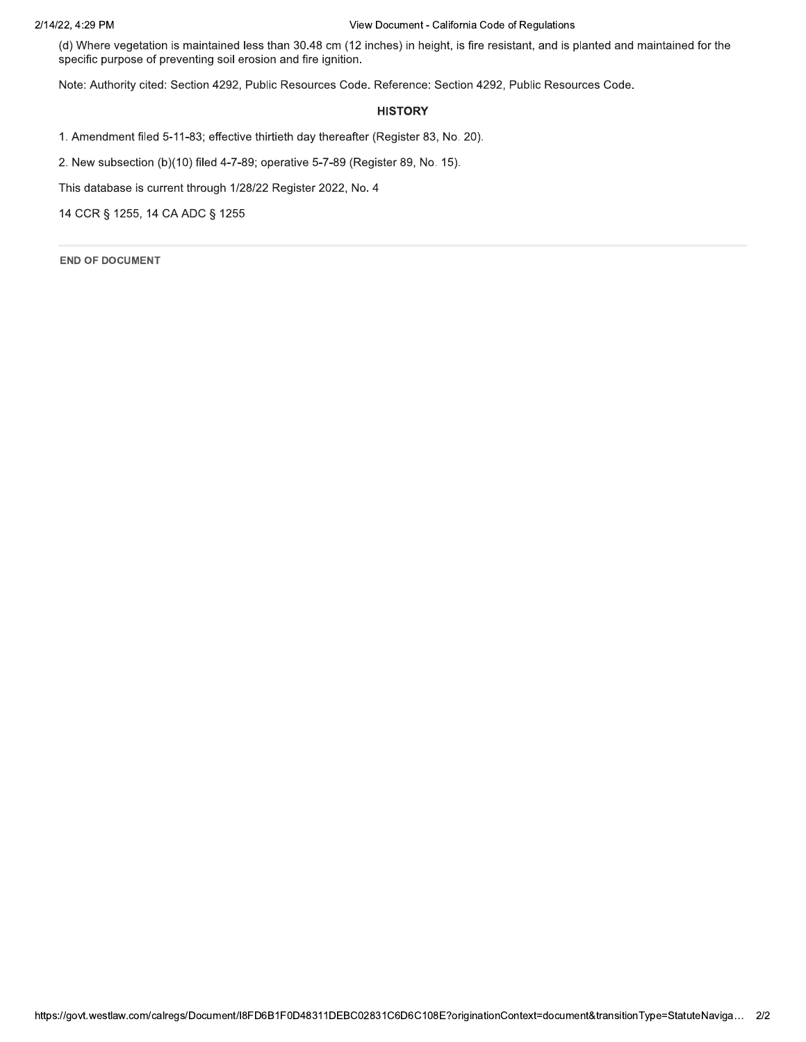(d) Where vegetation is maintained less than 30.48 cm (12 inches) in height, is fire resistant, and is planted and maintained for the specific purpose of preventing soil erosion and fire ignition.

Note: Authority cited: Section 4292, Public Resources Code. Reference: Section 4292, Public Resources Code.

**HISTORY**

1. Amendment filed 5-11-83; effective thirtieth day thereafter (Register 83, No. 20).

2. New subsection (b)(10) filed 4-7-89; operative 5-7-89 (Register 89, No. 15).

This database is current through 1/28/22 Register 2022, No. 4

14 CCR § 1255, 14 CA ADC § 1255

---

**END OF DOCUMENT**